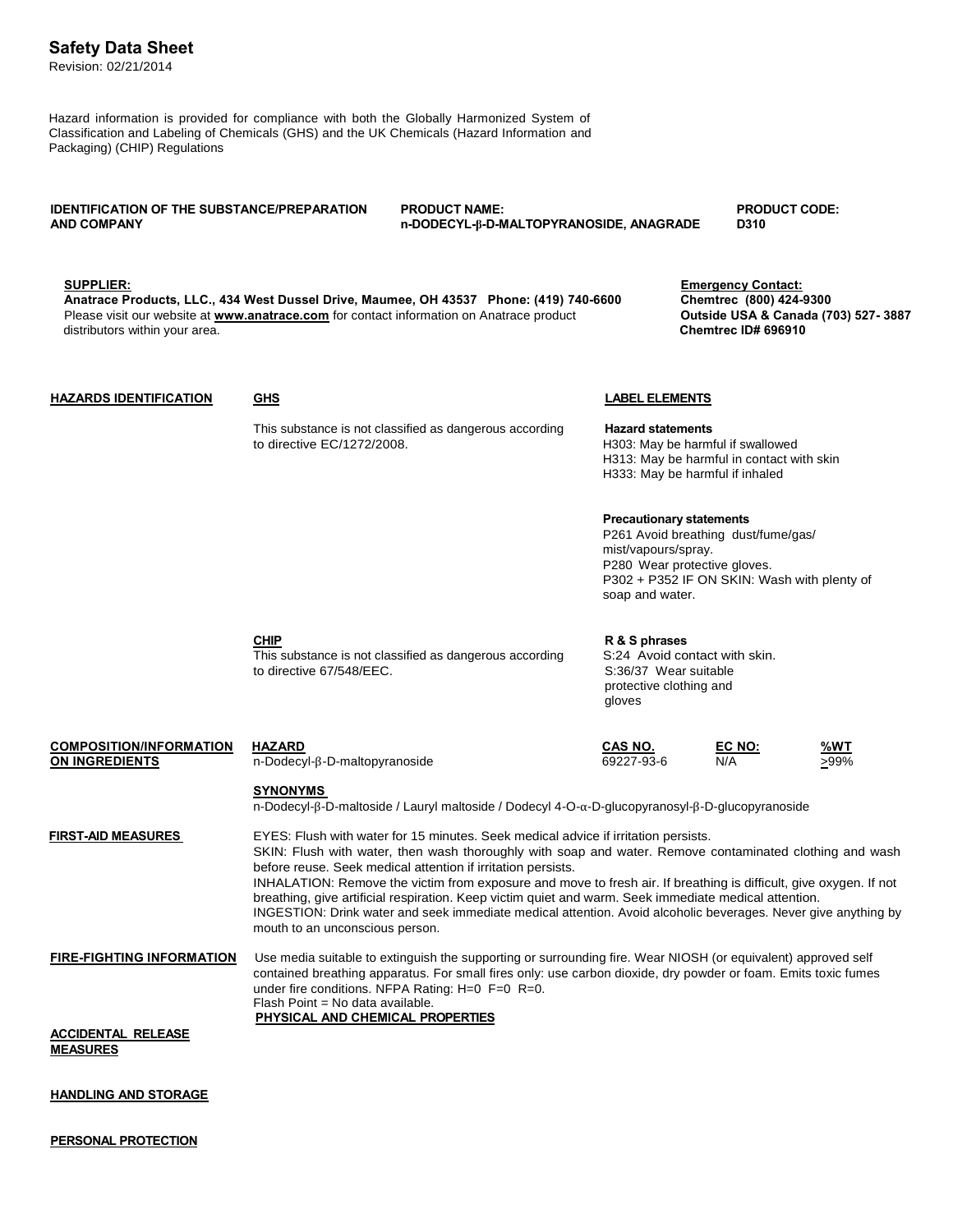# Safety Data Sheet

Revision: 02/21/2014

Hazard information is provided for compliance with both the Globally Harmonized System of Classification and Labeling of Chemicals (GHS) and the UK Chemicals (Hazard Information and Packaging) (CHIP) Regulations

**IDENTIFICATION OF THE SUBSTANCE/PREPARATION AND COMPANY**

**PRODUCT NAME:** n-DODECYL-β-D-MALTOPYRANOSIDE, ANAGRADE

**PRODUCT CODE:** D310

**SUPPLIER:**
**Anatrace Products, LLC., 434 West Dussel Drive, Maumee, OH 43537 Phone: (419) 740-6600**
Please visit our website at **www.anatrace.com** for contact information on Anatrace product distributors within your area.

**Emergency Contact:**
**Chemtrec (800) 424-9300**
**Outside USA & Canada (703) 527- 3887**
**Chemtrec ID# 696910**

## HAZARDS IDENTIFICATION

**GHS**

This substance is not classified as dangerous according to directive EC/1272/2008.

**LABEL ELEMENTS**

**Hazard statements**
H303: May be harmful if swallowed
H313: May be harmful in contact with skin
H333: May be harmful if inhaled

**Precautionary statements**
P261 Avoid breathing dust/fume/gas/mist/vapours/spray.
P280 Wear protective gloves.
P302 + P352 IF ON SKIN: Wash with plenty of soap and water.

**CHIP**

This substance is not classified as dangerous according to directive 67/548/EEC.

**R & S phrases**
S:24 Avoid contact with skin.
S:36/37 Wear suitable protective clothing and gloves

## COMPOSITION/INFORMATION ON INGREDIENTS

| HAZARD | CAS NO. | EC NO: | %WT |
|---|---|---|---|
| n-Dodecyl-β-D-maltopyranoside | 69227-93-6 | N/A | >99% |

**SYNONYMS**

n-Dodecyl-β-D-maltoside / Lauryl maltoside / Dodecyl 4-O-α-D-glucopyranosyl-β-D-glucopyranoside

## FIRST-AID MEASURES

EYES: Flush with water for 15 minutes. Seek medical advice if irritation persists.
SKIN: Flush with water, then wash thoroughly with soap and water. Remove contaminated clothing and wash before reuse. Seek medical attention if irritation persists.
INHALATION: Remove the victim from exposure and move to fresh air. If breathing is difficult, give oxygen. If not breathing, give artificial respiration. Keep victim quiet and warm. Seek immediate medical attention.
INGESTION: Drink water and seek immediate medical attention. Avoid alcoholic beverages. Never give anything by mouth to an unconscious person.

## FIRE-FIGHTING INFORMATION

Use media suitable to extinguish the supporting or surrounding fire. Wear NIOSH (or equivalent) approved self contained breathing apparatus. For small fires only: use carbon dioxide, dry powder or foam. Emits toxic fumes under fire conditions. NFPA Rating: H=0 F=0 R=0.
Flash Point = No data available.

**PHYSICAL AND CHEMICAL PROPERTIES**

## ACCIDENTAL RELEASE MEASURES

## HANDLING AND STORAGE

## PERSONAL PROTECTION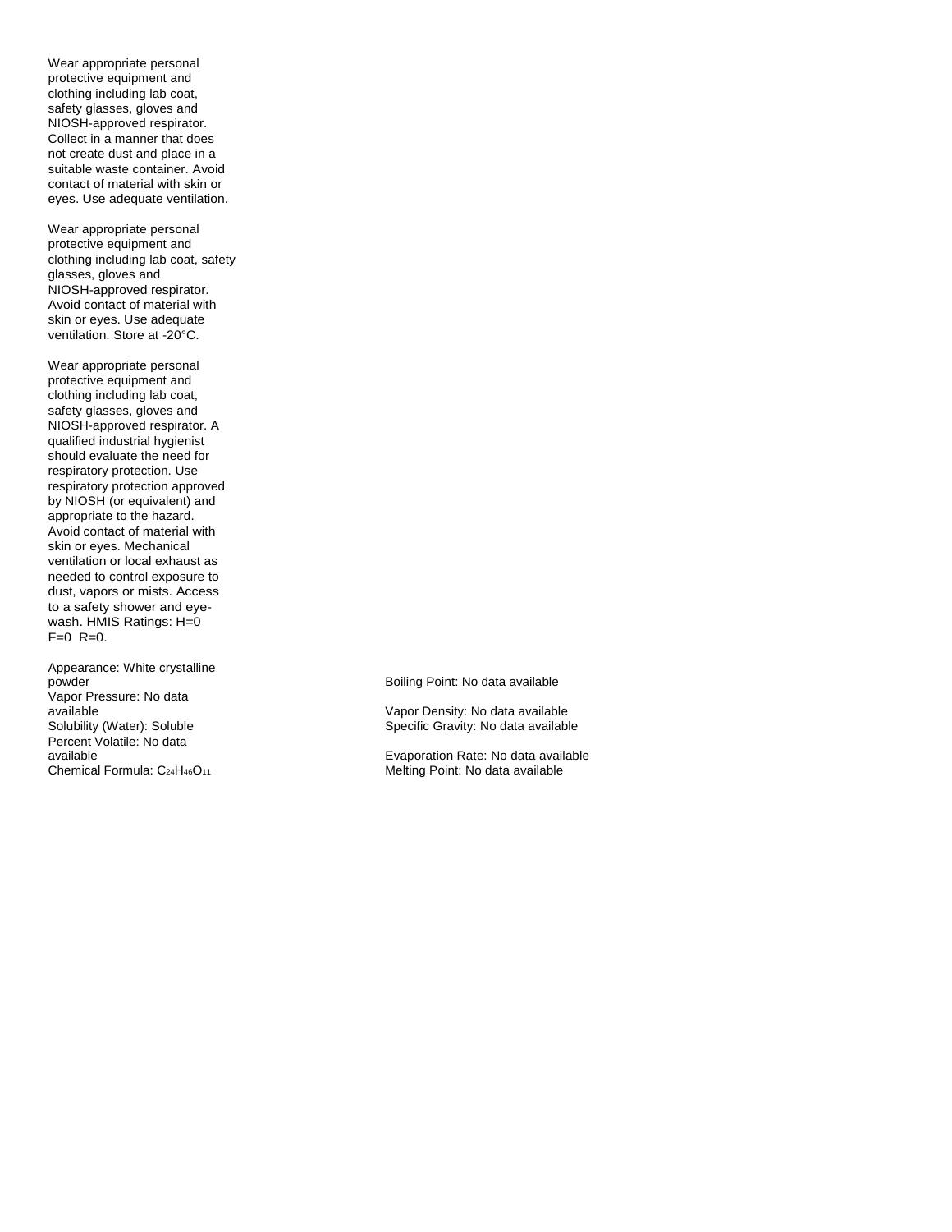Wear appropriate personal protective equipment and clothing including lab coat, safety glasses, gloves and NIOSH-approved respirator. Collect in a manner that does not create dust and place in a suitable waste container. Avoid contact of material with skin or eyes. Use adequate ventilation.

Wear appropriate personal protective equipment and clothing including lab coat, safety glasses, gloves and NIOSH-approved respirator. Avoid contact of material with skin or eyes. Use adequate ventilation. Store at -20°C.

Wear appropriate personal protective equipment and clothing including lab coat, safety glasses, gloves and NIOSH-approved respirator. A qualified industrial hygienist should evaluate the need for respiratory protection. Use respiratory protection approved by NIOSH (or equivalent) and appropriate to the hazard. Avoid contact of material with skin or eyes. Mechanical ventilation or local exhaust as needed to control exposure to dust, vapors or mists. Access to a safety shower and eye-wash. HMIS Ratings: H=0 F=0 R=0.

Appearance: White crystalline powder
Vapor Pressure: No data available
Solubility (Water): Soluble
Percent Volatile: No data available
Chemical Formula: $C_{24}H_{46}O_{11}$

Boiling Point: No data available

Vapor Density: No data available
Specific Gravity: No data available

Evaporation Rate: No data available
Melting Point: No data available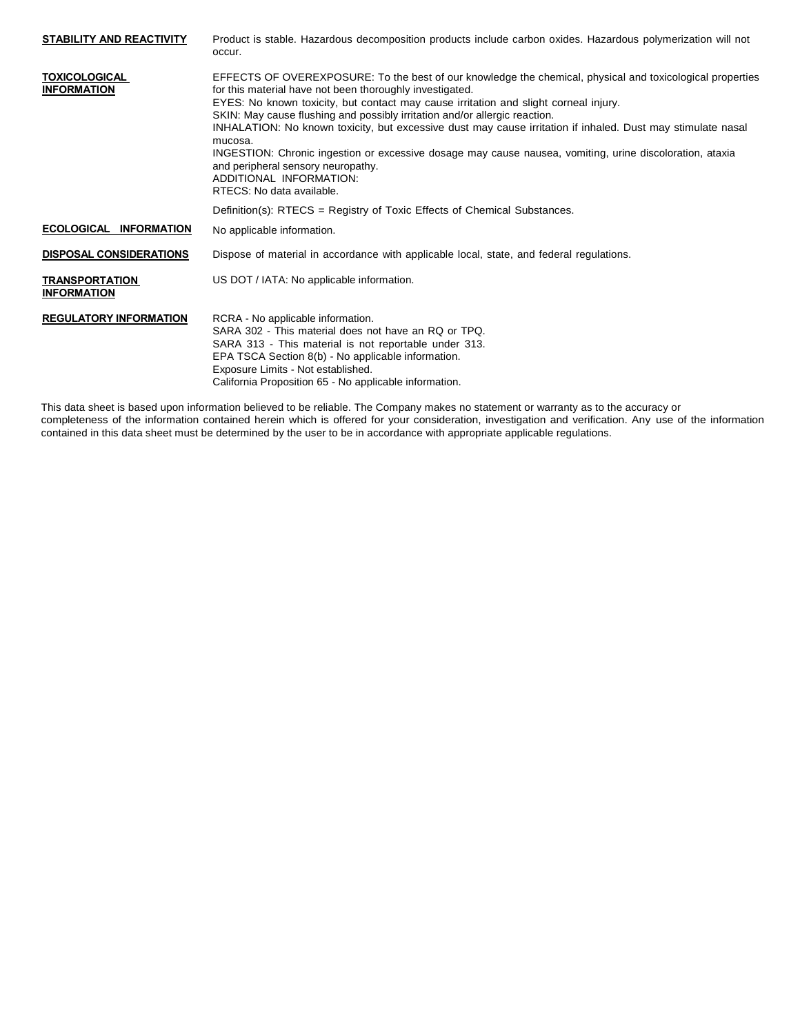**STABILITY AND REACTIVITY**

Product is stable. Hazardous decomposition products include carbon oxides. Hazardous polymerization will not occur.

**TOXICOLOGICAL INFORMATION**

EFFECTS OF OVEREXPOSURE: To the best of our knowledge the chemical, physical and toxicological properties for this material have not been thoroughly investigated.
EYES: No known toxicity, but contact may cause irritation and slight corneal injury.
SKIN: May cause flushing and possibly irritation and/or allergic reaction.
INHALATION: No known toxicity, but excessive dust may cause irritation if inhaled. Dust may stimulate nasal mucosa.
INGESTION: Chronic ingestion or excessive dosage may cause nausea, vomiting, urine discoloration, ataxia and peripheral sensory neuropathy.
ADDITIONAL INFORMATION:
RTECS: No data available.

Definition(s): RTECS = Registry of Toxic Effects of Chemical Substances.

**ECOLOGICAL INFORMATION**

No applicable information.

**DISPOSAL CONSIDERATIONS**

Dispose of material in accordance with applicable local, state, and federal regulations.

**TRANSPORTATION INFORMATION**

US DOT / IATA: No applicable information.

**REGULATORY INFORMATION**

RCRA - No applicable information.
SARA 302 - This material does not have an RQ or TPQ.
SARA 313 - This material is not reportable under 313.
EPA TSCA Section 8(b) - No applicable information.
Exposure Limits - Not established.
California Proposition 65 - No applicable information.

This data sheet is based upon information believed to be reliable. The Company makes no statement or warranty as to the accuracy or completeness of the information contained herein which is offered for your consideration, investigation and verification. Any use of the information contained in this data sheet must be determined by the user to be in accordance with appropriate applicable regulations.